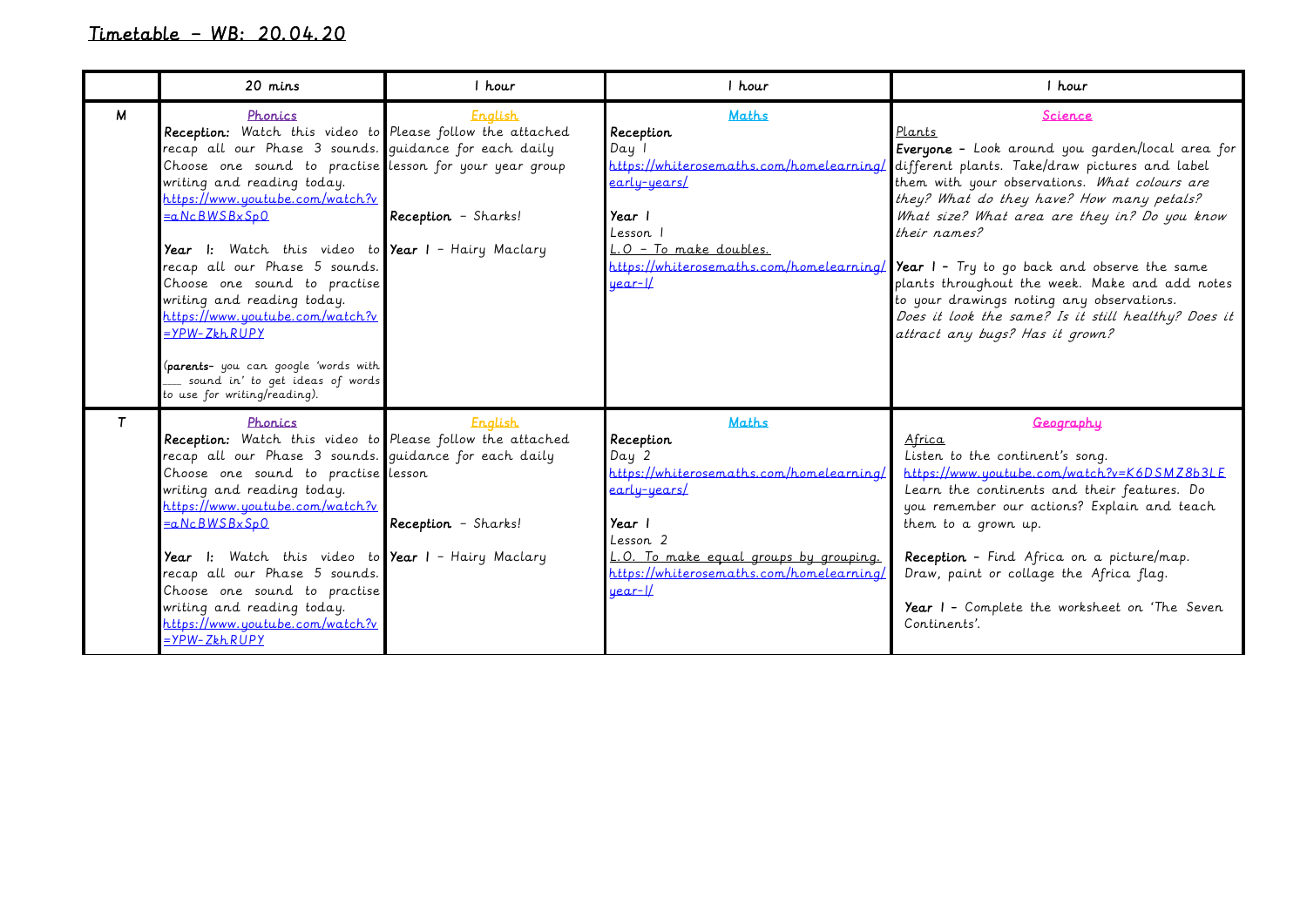# Timetable – WB: 20.04.20

| | 20 mins | 1 hour | 1 hour | 1 hour |
|---|---|---|---|---|
| M | Phonics<br>**Reception:** Watch this video to recap all our Phase 3 sounds. Choose one sound to practise writing and reading today.<br>https://www.youtube.com/watch?v=aNcBWSBxSp0<br><br>**Year 1:** Watch this video to recap all our Phase 5 sounds. Choose one sound to practise writing and reading today.<br>https://www.youtube.com/watch?v=YPW-ZkhRUPY<br><br>(**parents**- you can google 'words with ___ sound in' to get ideas of words to use for writing/reading). | English<br>Please follow the attached guidance for each daily lesson for your year group<br><br>**Reception** - Sharks!<br><br>**Year 1** - Hairy Maclary | Maths<br>**Reception**<br>Day 1<br>https://whiterosemaths.com/homelearning/early-years/<br><br>**Year 1**<br>Lesson 1<br>L.O - To make doubles.<br>https://whiterosemaths.com/homelearning/year-1/ | Science<br>Plants<br>**Everyone** - Look around you garden/local area for different plants. Take/draw pictures and label them with your observations. *What colours are they? What do they have? How many petals? What size? What area are they in? Do you know their names?*<br><br>**Year 1** - Try to go back and observe the same plants throughout the week. Make and add notes to your drawings noting any observations.<br>*Does it look the same? Is it still healthy? Does it attract any bugs? Has it grown?* |
| T | Phonics<br>**Reception:** Watch this video to recap all our Phase 3 sounds. Choose one sound to practise writing and reading today.<br>https://www.youtube.com/watch?v=aNcBWSBxSp0<br><br>**Year 1:** Watch this video to recap all our Phase 5 sounds. Choose one sound to practise writing and reading today.<br>https://www.youtube.com/watch?v=YPW-ZkhRUPY | English<br>Please follow the attached guidance for each daily lesson<br><br>**Reception** - Sharks!<br><br>**Year 1** - Hairy Maclary | Maths<br>**Reception**<br>Day 2<br>https://whiterosemaths.com/homelearning/early-years/<br><br>**Year 1**<br>Lesson 2<br>L.O. To make equal groups by grouping.<br>https://whiterosemaths.com/homelearning/year-1/ | Geography<br>Africa<br>Listen to the continent's song.<br>https://www.youtube.com/watch?v=K6DSMZ8b3LE<br>Learn the continents and their features. Do you remember our actions? Explain and teach them to a grown up.<br><br>**Reception** - Find Africa on a picture/map. Draw, paint or collage the Africa flag.<br><br>**Year 1** - Complete the worksheet on 'The Seven Continents'. |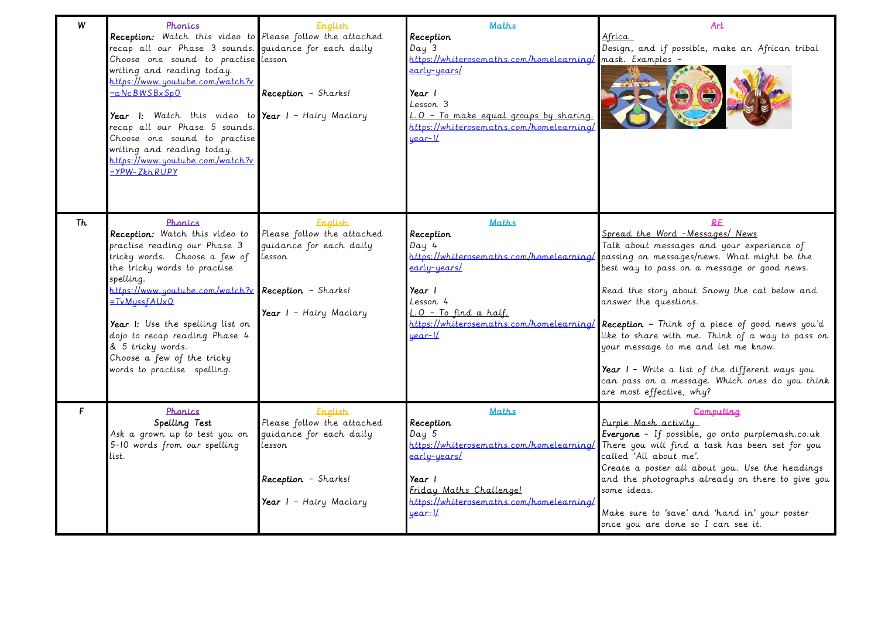| | | | | |
|---|---|---|---|---|
| W | **Phonics**<br>**Reception:** Watch this video to recap all our Phase 3 sounds. Choose one sound to practise writing and reading today.<br>https://www.youtube.com/watch?v=aNcBWSBxSp0<br><br>**Year 1:** Watch this video to recap all our Phase 5 sounds. Choose one sound to practise writing and reading today.<br>https://www.youtube.com/watch?v=YPW-ZkhRUPY | **English**<br>Please follow the attached guidance for each daily lesson<br><br>**Reception** - Sharks!<br><br>**Year 1** - Hairy Maclary | **Maths**<br>**Reception**<br>Day 3<br>https://whiterosemaths.com/homelearning/early-years/<br><br>**Year 1**<br>Lesson 3<br>L.O - To make equal groups by sharing.<br>https://whiterosemaths.com/homelearning/year-1/ | **Art**<br>Africa<br>Design, and if possible, make an African tribal mask. Examples - |
| Th | **Phonics**<br>**Reception:** Watch this video to practise reading our Phase 3 tricky words. Choose a few of the tricky words to practise spelling.<br>https://www.youtube.com/watch?v=TvMyssfAUx0<br><br>**Year 1:** Use the spelling list on dojo to recap reading Phase 4 & 5 tricky words.<br>Choose a few of the tricky words to practise spelling. | **English**<br>Please follow the attached guidance for each daily lesson<br><br>**Reception** - Sharks!<br><br>**Year 1** - Hairy Maclary | **Maths**<br>**Reception**<br>Day 4<br>https://whiterosemaths.com/homelearning/early-years/<br><br>**Year 1**<br>Lesson 4<br>L.O - To find a half.<br>https://whiterosemaths.com/homelearning/year-1/ | **RE**<br>Spread the Word -Messages/ News<br>Talk about messages and your experience of passing on messages/news. What might be the best way to pass on a message or good news.<br><br>Read the story about Snowy the cat below and answer the questions.<br><br>**Reception** - Think of a piece of good news you'd like to share with me. Think of a way to pass on your message to me and let me know.<br><br>**Year 1** - Write a list of the different ways you can pass on a message. Which ones do you think are most effective, why? |
| F | **Phonics**<br>**Spelling Test**<br>Ask a grown up to test you on 5-10 words from our spelling list. | **English**<br>Please follow the attached guidance for each daily lesson<br><br>**Reception** - Sharks!<br><br>**Year 1** - Hairy Maclary | **Maths**<br>**Reception**<br>Day 5<br>https://whiterosemaths.com/homelearning/early-years/<br><br>**Year 1**<br>Friday Maths Challenge!<br>https://whiterosemaths.com/homelearning/year-1/ | **Computing**<br>Purple Mash activity<br>**Everyone** - If possible, go onto purplemash.co.uk There you will find a task has been set for you called 'All about me'.<br>Create a poster all about you. Use the headings and the photographs already on there to give you some ideas.<br><br>Make sure to 'save' and 'hand in' your poster once you are done so I can see it. |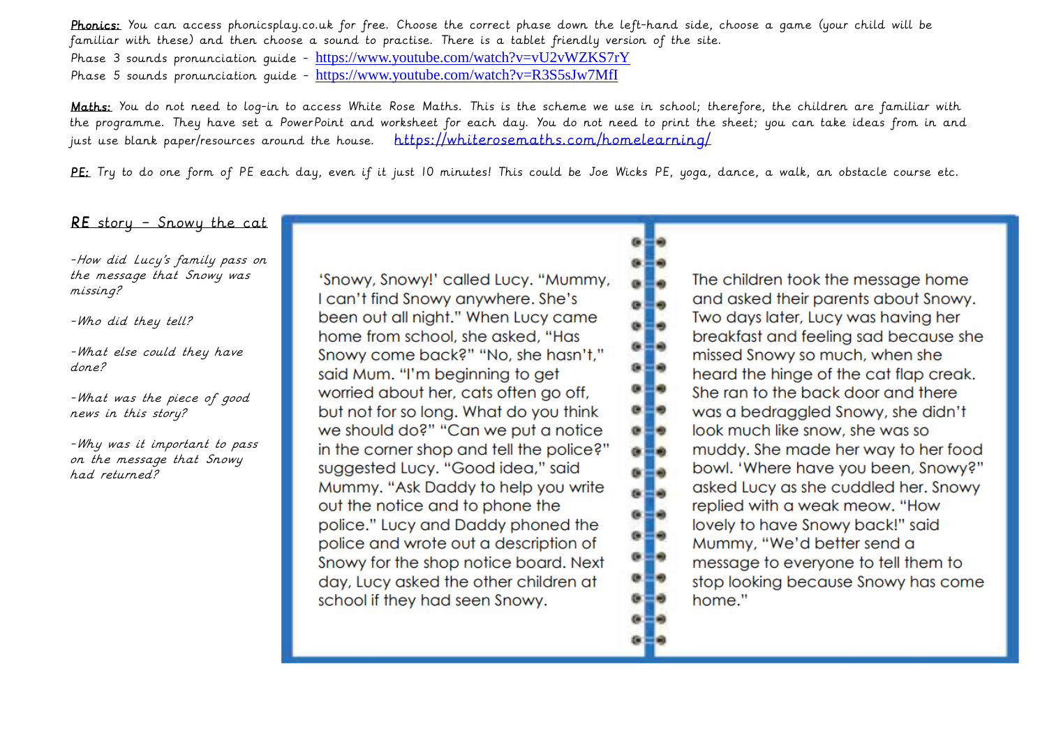**Phonics:** You can access phonicsplay.co.uk for free. Choose the correct phase down the left-hand side, choose a game (your child will be familiar with these) and then choose a sound to practise. There is a tablet friendly version of the site.

Phase 3 sounds pronunciation guide - https://www.youtube.com/watch?v=vU2vWZKS7rY

Phase 5 sounds pronunciation guide - https://www.youtube.com/watch?v=R3S5sJw7MfI

**Maths:** You do not need to log-in to access White Rose Maths. This is the scheme we use in school; therefore, the children are familiar with the programme. They have set a PowerPoint and worksheet for each day. You do not need to print the sheet; you can take ideas from in and just use blank paper/resources around the house. https://whiterosemaths.com/homelearning/

**PE:** Try to do one form of PE each day, even if it just 10 minutes! This could be Joe Wicks PE, yoga, dance, a walk, an obstacle course etc.

## RE story – Snowy the cat

*-How did Lucy's family pass on the message that Snowy was missing?*

*-Who did they tell?*

*-What else could they have done?*

*-What was the piece of good news in this story?*

*-Why was it important to pass on the message that Snowy had returned?*

'Snowy, Snowy!' called Lucy. "Mummy, I can't find Snowy anywhere. She's been out all night." When Lucy came home from school, she asked, "Has Snowy come back?" "No, she hasn't," said Mum. "I'm beginning to get worried about her, cats often go off, but not for so long. What do you think we should do?" "Can we put a notice in the corner shop and tell the police?" suggested Lucy. "Good idea," said Mummy. "Ask Daddy to help you write out the notice and to phone the police." Lucy and Daddy phoned the police and wrote out a description of Snowy for the shop notice board. Next day, Lucy asked the other children at school if they had seen Snowy.

The children took the message home and asked their parents about Snowy. Two days later, Lucy was having her breakfast and feeling sad because she missed Snowy so much, when she heard the hinge of the cat flap creak. She ran to the back door and there was a bedraggled Snowy, she didn't look much like snow, she was so muddy. She made her way to her food bowl. 'Where have you been, Snowy?" asked Lucy as she cuddled her. Snowy replied with a weak meow. "How lovely to have Snowy back!" said Mummy, "We'd better send a message to everyone to tell them to stop looking because Snowy has come home."